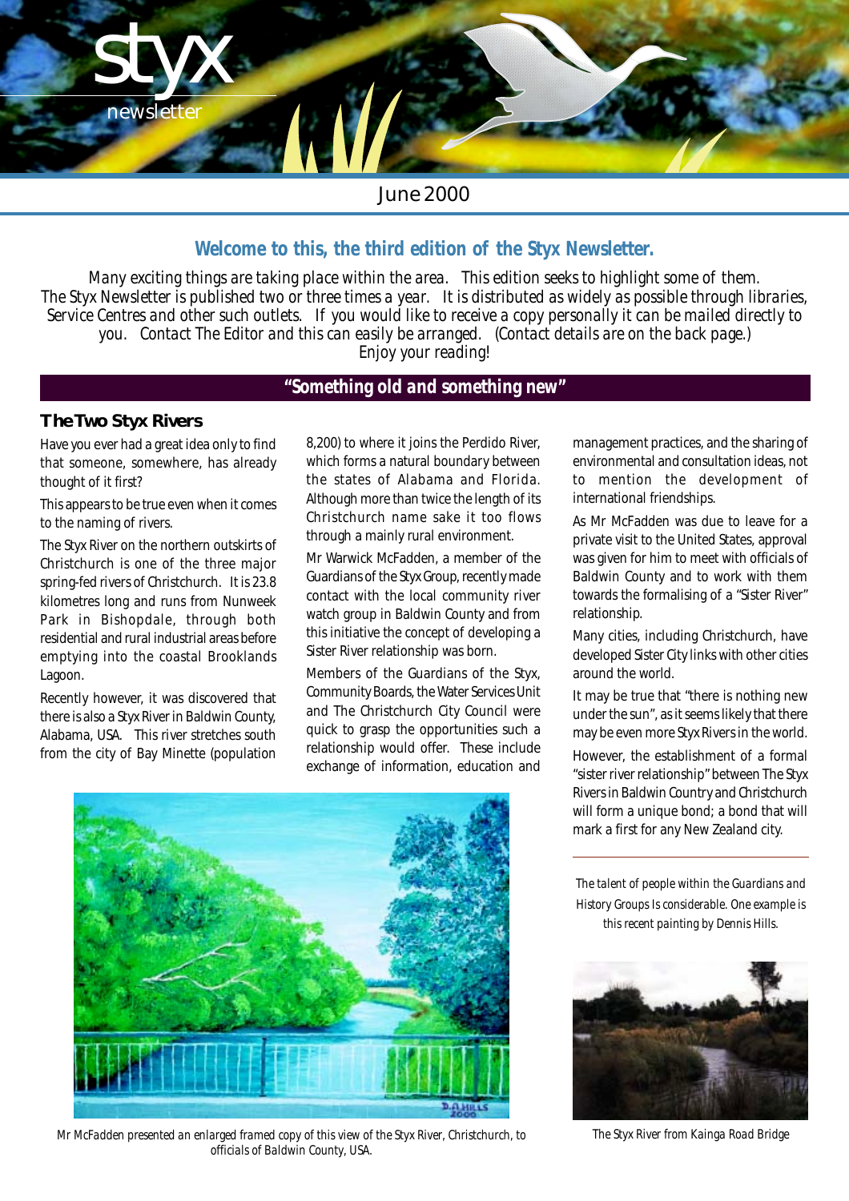# styx newsletter

June 2000

## Welcome to this, the third edition of the Styx Newsletter.

*Many exciting things are taking place within the area. This edition seeks to highlight some of them. The Styx Newsletter is published two or three times a year. It is distributed as widely as possible through libraries, Service Centres and other such outlets. If you would like to receive a copy personally it can be mailed directly to you. Contact The Editor and this can easily be arranged. (Contact details are on the back page.) Enjoy your reading!*

## "Something old and something new"

### The Two Styx Rivers

Have you ever had a great idea only to find that someone, somewhere, has already thought of it first?

This appears to be true even when it comes to the naming of rivers.

The Styx River on the northern outskirts of Christchurch is one of the three major spring-fed rivers of Christchurch. It is 23.8 kilometres long and runs from Nunweek Park in Bishopdale, through both residential and rural industrial areas before emptying into the coastal Brooklands Lagoon.

Recently however, it was discovered that there is also a Styx River in Baldwin County, Alabama, USA. This river stretches south from the city of Bay Minette (population 8,200) to where it joins the Perdido River, which forms a natural boundary between the states of Alabama and Florida. Although more than twice the length of its Christchurch name sake it too flows through a mainly rural environment.

Mr Warwick McFadden, a member of the Guardians of the Styx Group, recently made contact with the local community river watch group in Baldwin County and from this initiative the concept of developing a Sister River relationship was born.

Members of the Guardians of the Styx, Community Boards, the Water Services Unit and The Christchurch City Council were quick to grasp the opportunities such a relationship would offer. These include exchange of information, education and management practices, and the sharing of environmental and consultation ideas, not to mention the development of international friendships.

As Mr McFadden was due to leave for a private visit to the United States, approval was given for him to meet with officials of Baldwin County and to work with them towards the formalising of a "Sister River" relationship.

Many cities, including Christchurch, have developed Sister City links with other cities around the world.

It may be true that "there is nothing new under the sun", as it seems likely that there may be even more Styx Rivers in the world.

However, the establishment of a formal "sister river relationship" between The Styx Rivers in Baldwin Country and Christchurch will form a unique bond; a bond that will mark a first for any New Zealand city.

*The talent of people within the Guardians and History Groups Is considerable. One example is this recent painting by Dennis Hills.*

*Mr McFadden presented an enlarged framed copy of this view of the Styx River, Christchurch, to officials of Baldwin County, USA.*

*The Styx River from Kainga Road Bridge*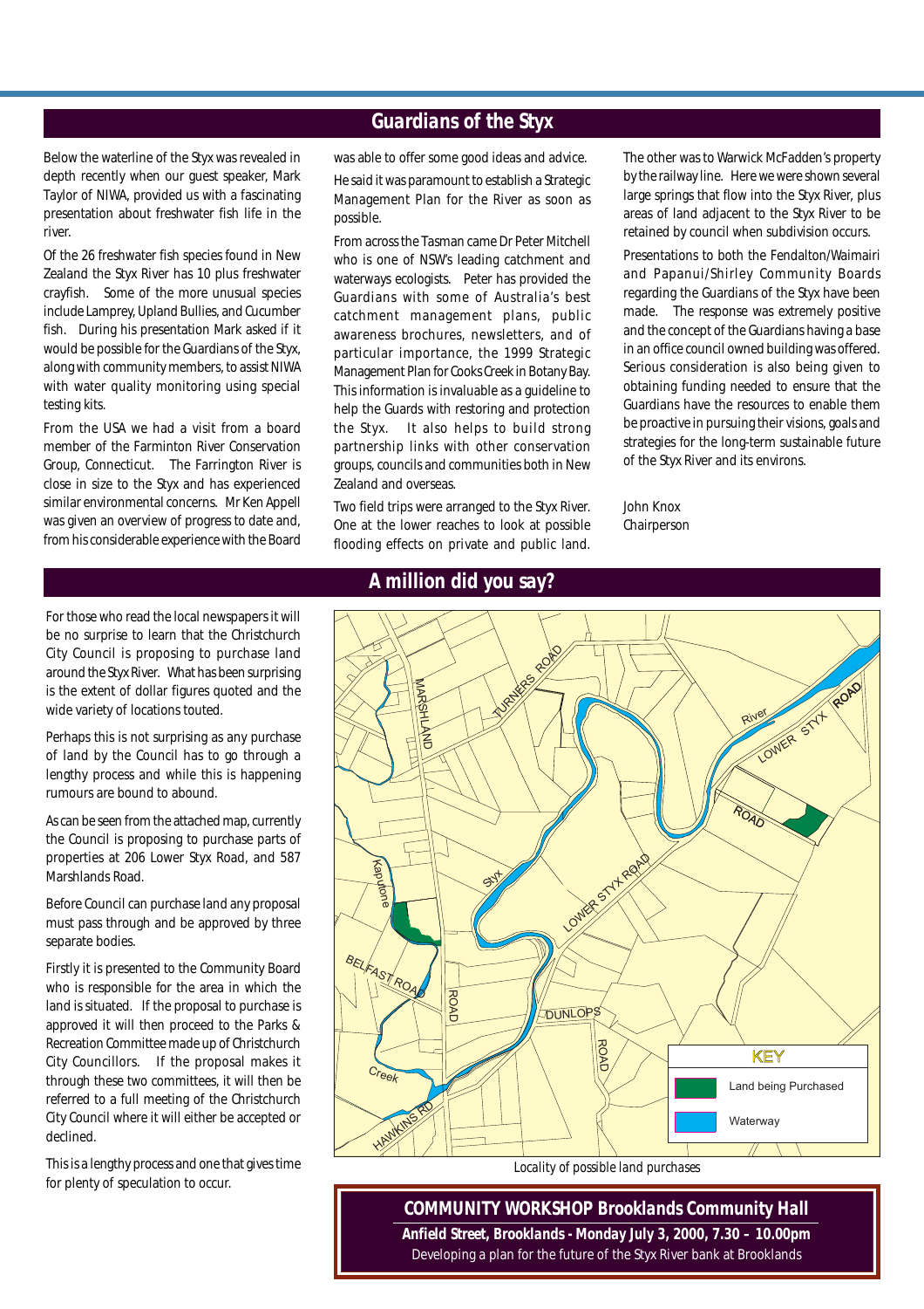## Guardians of the Styx

Below the waterline of the Styx was revealed in depth recently when our guest speaker, Mark Taylor of NIWA, provided us with a fascinating presentation about freshwater fish life in the river.

Of the 26 freshwater fish species found in New Zealand the Styx River has 10 plus freshwater crayfish. Some of the more unusual species include Lamprey, Upland Bullies, and Cucumber fish. During his presentation Mark asked if it would be possible for the Guardians of the Styx, along with community members, to assist NIWA with water quality monitoring using special testing kits.

From the USA we had a visit from a board member of the Farminton River Conservation Group, Connecticut. The Farrington River is close in size to the Styx and has experienced similar environmental concerns. Mr Ken Appell was given an overview of progress to date and, from his considerable experience with the Board was able to offer some good ideas and advice.

He said it was paramount to establish a Strategic Management Plan for the River as soon as possible.

From across the Tasman came Dr Peter Mitchell who is one of NSW's leading catchment and waterways ecologists. Peter has provided the Guardians with some of Australia's best catchment management plans, public awareness brochures, newsletters, and of particular importance, the 1999 Strategic Management Plan for Cooks Creek in Botany Bay. This information is invaluable as a guideline to help the Guards with restoring and protection the Styx. It also helps to build strong partnership links with other conservation groups, councils and communities both in New Zealand and overseas.

Two field trips were arranged to the Styx River. One at the lower reaches to look at possible flooding effects on private and public land. The other was to Warwick McFadden's property by the railway line. Here we were shown several large springs that flow into the Styx River, plus areas of land adjacent to the Styx River to be retained by council when subdivision occurs.

Presentations to both the Fendalton/Waimairi and Papanui/Shirley Community Boards regarding the Guardians of the Styx have been made. The response was extremely positive and the concept of the Guardians having a base in an office council owned building was offered. Serious consideration is also being given to obtaining funding needed to ensure that the Guardians have the resources to enable them be proactive in pursuing their visions, goals and strategies for the long-term sustainable future of the Styx River and its environs.

John Knox
Chairperson

## A million did you say?

For those who read the local newspapers it will be no surprise to learn that the Christchurch City Council is proposing to purchase land around the Styx River. What has been surprising is the extent of dollar figures quoted and the wide variety of locations touted.

Perhaps this is not surprising as any purchase of land by the Council has to go through a lengthy process and while this is happening rumours are bound to abound.

As can be seen from the attached map, currently the Council is proposing to purchase parts of properties at 206 Lower Styx Road, and 587 Marshlands Road.

Before Council can purchase land any proposal must pass through and be approved by three separate bodies.

Firstly it is presented to the Community Board who is responsible for the area in which the land is situated. If the proposal to purchase is approved it will then proceed to the Parks & Recreation Committee made up of Christchurch City Councillors. If the proposal makes it through these two committees, it will then be referred to a full meeting of the Christchurch City Council where it will either be accepted or declined.

This is a lengthy process and one that gives time for plenty of speculation to occur.

Locality of possible land purchases

**COMMUNITY WORKSHOP Brooklands Community Hall**

**Anfield Street, Brooklands - Monday July 3, 2000, 7.30 – 10.00pm**

Developing a plan for the future of the Styx River bank at Brooklands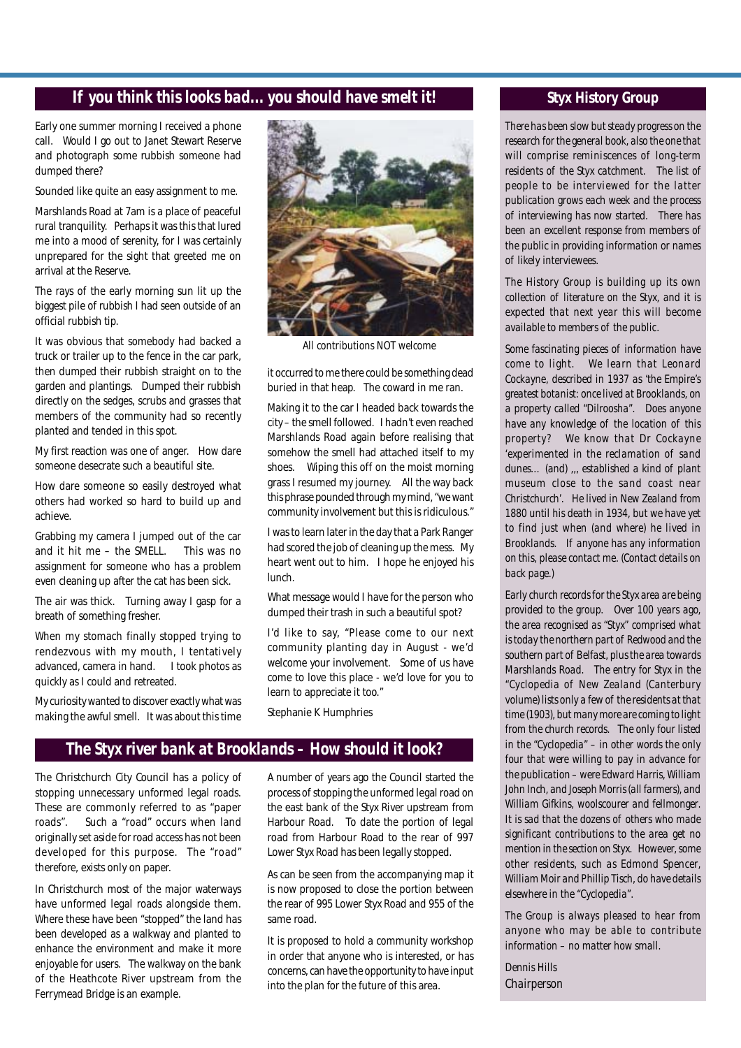## If you think this looks bad… you should have smelt it!

Early one summer morning I received a phone call. Would I go out to Janet Stewart Reserve and photograph some rubbish someone had dumped there?

Sounded like quite an easy assignment to me.

Marshlands Road at 7am is a place of peaceful rural tranquility. Perhaps it was this that lured me into a mood of serenity, for I was certainly unprepared for the sight that greeted me on arrival at the Reserve.

The rays of the early morning sun lit up the biggest pile of rubbish I had seen outside of an official rubbish tip.

It was obvious that somebody had backed a truck or trailer up to the fence in the car park, then dumped their rubbish straight on to the garden and plantings. Dumped their rubbish directly on the sedges, scrubs and grasses that members of the community had so recently planted and tended in this spot.

My first reaction was one of anger. How dare someone desecrate such a beautiful site.

How dare someone so easily destroyed what others had worked so hard to build up and achieve.

Grabbing my camera I jumped out of the car and it hit me – the SMELL. This was no assignment for someone who has a problem even cleaning up after the cat has been sick.

The air was thick. Turning away I gasp for a breath of something fresher.

When my stomach finally stopped trying to rendezvous with my mouth, I tentatively advanced, camera in hand. I took photos as quickly as I could and retreated.

My curiosity wanted to discover exactly what was making the awful smell. It was about this time it occurred to me there could be something dead buried in that heap. The coward in me ran.

All contributions NOT welcome

Making it to the car I headed back towards the city – the smell followed. I hadn't even reached Marshlands Road again before realising that somehow the smell had attached itself to my shoes. Wiping this off on the moist morning grass I resumed my journey. All the way back this phrase pounded through my mind, "we want community involvement but this is ridiculous."

I was to learn later in the day that a Park Ranger had scored the job of cleaning up the mess. My heart went out to him. I hope he enjoyed his lunch.

What message would I have for the person who dumped their trash in such a beautiful spot?

I'd like to say, "Please come to our next community planting day in August - we'd welcome your involvement. Some of us have come to love this place - we'd love for you to learn to appreciate it too."

Stephanie K Humphries

## The Styx river bank at Brooklands – How should it look?

The Christchurch City Council has a policy of stopping unnecessary unformed legal roads. These are commonly referred to as "paper roads". Such a "road" occurs when land originally set aside for road access has not been developed for this purpose. The "road" therefore, exists only on paper.

In Christchurch most of the major waterways have unformed legal roads alongside them. Where these have been "stopped" the land has been developed as a walkway and planted to enhance the environment and make it more enjoyable for users. The walkway on the bank of the Heathcote River upstream from the Ferrymead Bridge is an example.

A number of years ago the Council started the process of stopping the unformed legal road on the east bank of the Styx River upstream from Harbour Road. To date the portion of legal road from Harbour Road to the rear of 997 Lower Styx Road has been legally stopped.

As can be seen from the accompanying map it is now proposed to close the portion between the rear of 995 Lower Styx Road and 955 of the same road.

It is proposed to hold a community workshop in order that anyone who is interested, or has concerns, can have the opportunity to have input into the plan for the future of this area.

## Styx History Group

*There has been slow but steady progress on the research for the general book, also the one that will comprise reminiscences of long-term residents of the Styx catchment. The list of people to be interviewed for the latter publication grows each week and the process of interviewing has now started. There has been an excellent response from members of the public in providing information or names of likely interviewees.*

The History Group is building up its own collection of literature on the Styx, and it is expected that next year this will become available to members of the public.

Some fascinating pieces of information have come to light. We learn that Leonard Cockayne, described in 1937 as 'the Empire's greatest botanist: once lived at Brooklands, on a property called "Dilroosha". Does anyone have any knowledge of the location of this property? We know that Dr Cockayne 'experimented in the reclamation of sand dunes… (and) ,,, established a kind of plant museum close to the sand coast near Christchurch'. He lived in New Zealand from 1880 until his death in 1934, but we have yet to find just when (and where) he lived in Brooklands. If anyone has any information on this, please contact me. (Contact details on back page.)

Early church records for the Styx area are being provided to the group. Over 100 years ago, the area recognised as "Styx" comprised what is today the northern part of Redwood and the southern part of Belfast, plus the area towards Marshlands Road. The entry for Styx in the "Cyclopedia of New Zealand (Canterbury volume) lists only a few of the residents at that time (1903), but many more are coming to light from the church records. The only four listed in the "Cyclopedia" – in other words the only four that were willing to pay in advance for the publication – were Edward Harris, William John Inch, and Joseph Morris (all farmers), and William Gifkins, woolscourer and fellmonger. It is sad that the dozens of others who made significant contributions to the area get no mention in the section on Styx. However, some other residents, such as Edmond Spencer, William Moir and Phillip Tisch, do have details elsewhere in the "Cyclopedia".

The Group is always pleased to hear from anyone who may be able to contribute information – no matter how small.

Dennis Hills
Chairperson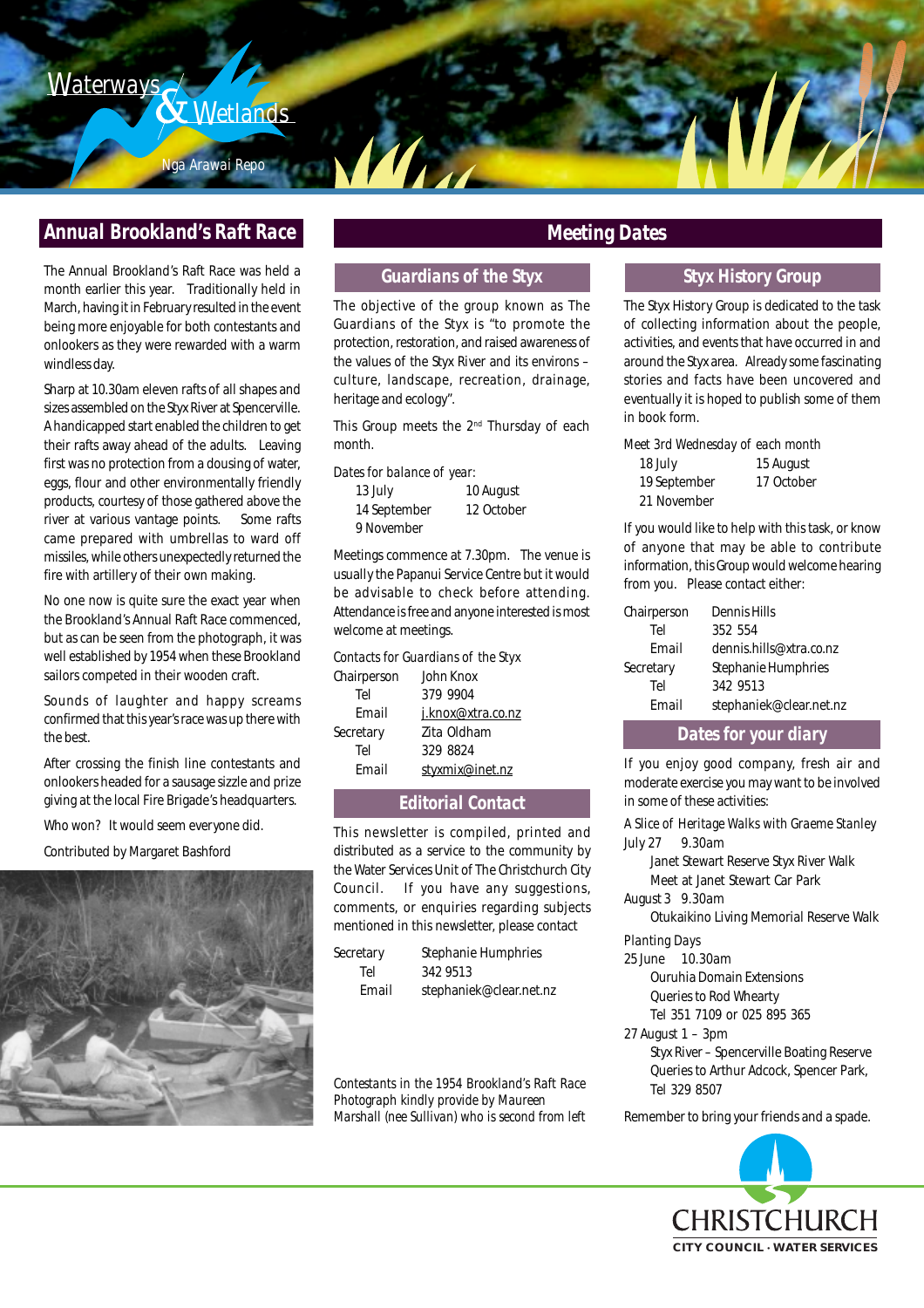Waterways & Wetlands

Nga Arawai Repo

## Annual Brookland's Raft Race

The Annual Brookland's Raft Race was held a month earlier this year. Traditionally held in March, having it in February resulted in the event being more enjoyable for both contestants and onlookers as they were rewarded with a warm windless day.

Sharp at 10.30am eleven rafts of all shapes and sizes assembled on the Styx River at Spencerville. A handicapped start enabled the children to get their rafts away ahead of the adults. Leaving first was no protection from a dousing of water, eggs, flour and other environmentally friendly products, courtesy of those gathered above the river at various vantage points. Some rafts came prepared with umbrellas to ward off missiles, while others unexpectedly returned the fire with artillery of their own making.

No one now is quite sure the exact year when the Brookland's Annual Raft Race commenced, but as can be seen from the photograph, it was well established by 1954 when these Brookland sailors competed in their wooden craft.

Sounds of laughter and happy screams confirmed that this year's race was up there with the best.

After crossing the finish line contestants and onlookers headed for a sausage sizzle and prize giving at the local Fire Brigade's headquarters.

Who won? It would seem everyone did.

Contributed by Margaret Bashford

Contestants in the 1954 Brookland's Raft Race Photograph kindly provide by Maureen Marshall (nee Sullivan) who is second from left

## Meeting Dates

### Guardians of the Styx

The objective of the group known as The Guardians of the Styx is "to promote the protection, restoration, and raised awareness of the values of the Styx River and its environs – culture, landscape, recreation, drainage, heritage and ecology".

This Group meets the 2nd Thursday of each month.

Dates for balance of year:

| | |
|---|---|
| 13 July | 10 August |
| 14 September | 12 October |
| 9 November | |

Meetings commence at 7.30pm. The venue is usually the Papanui Service Centre but it would be advisable to check before attending. Attendance is free and anyone interested is most welcome at meetings.

Contacts for Guardians of the Styx

| | |
|---|---|
| Chairperson | John Knox |
| Tel | 379 9904 |
| Email | j.knox@xtra.co.nz |
| Secretary | Zita Oldham |
| Tel | 329 8824 |
| Email | styxmix@inet.nz |

### Editorial Contact

This newsletter is compiled, printed and distributed as a service to the community by the Water Services Unit of The Christchurch City Council. If you have any suggestions, comments, or enquiries regarding subjects mentioned in this newsletter, please contact

| | |
|---|---|
| Secretary | Stephanie Humphries |
| Tel | 342 9513 |
| Email | stephaniek@clear.net.nz |

### Styx History Group

The Styx History Group is dedicated to the task of collecting information about the people, activities, and events that have occurred in and around the Styx area. Already some fascinating stories and facts have been uncovered and eventually it is hoped to publish some of them in book form.

Meet 3rd Wednesday of each month

| | |
|---|---|
| 18 July | 15 August |
| 19 September | 17 October |
| 21 November | |

If you would like to help with this task, or know of anyone that may be able to contribute information, this Group would welcome hearing from you. Please contact either:

| | |
|---|---|
| Chairperson | Dennis Hills |
| Tel | 352 554 |
| Email | dennis.hills@xtra.co.nz |
| Secretary | Stephanie Humphries |
| Tel | 342 9513 |
| Email | stephaniek@clear.net.nz |

### Dates for your diary

If you enjoy good company, fresh air and moderate exercise you may want to be involved in some of these activities:

A Slice of Heritage Walks with Graeme Stanley

July 27 9.30am
Janet Stewart Reserve Styx River Walk
Meet at Janet Stewart Car Park

August 3 9.30am
Otukaikino Living Memorial Reserve Walk

Planting Days

25 June 10.30am
Ouruhia Domain Extensions
Queries to Rod Whearty
Tel 351 7109 or 025 895 365

27 August 1 – 3pm
Styx River – Spencerville Boating Reserve
Queries to Arthur Adcock, Spencer Park,
Tel 329 8507

Remember to bring your friends and a spade.

CHRISTCHURCH CITY COUNCIL · WATER SERVICES